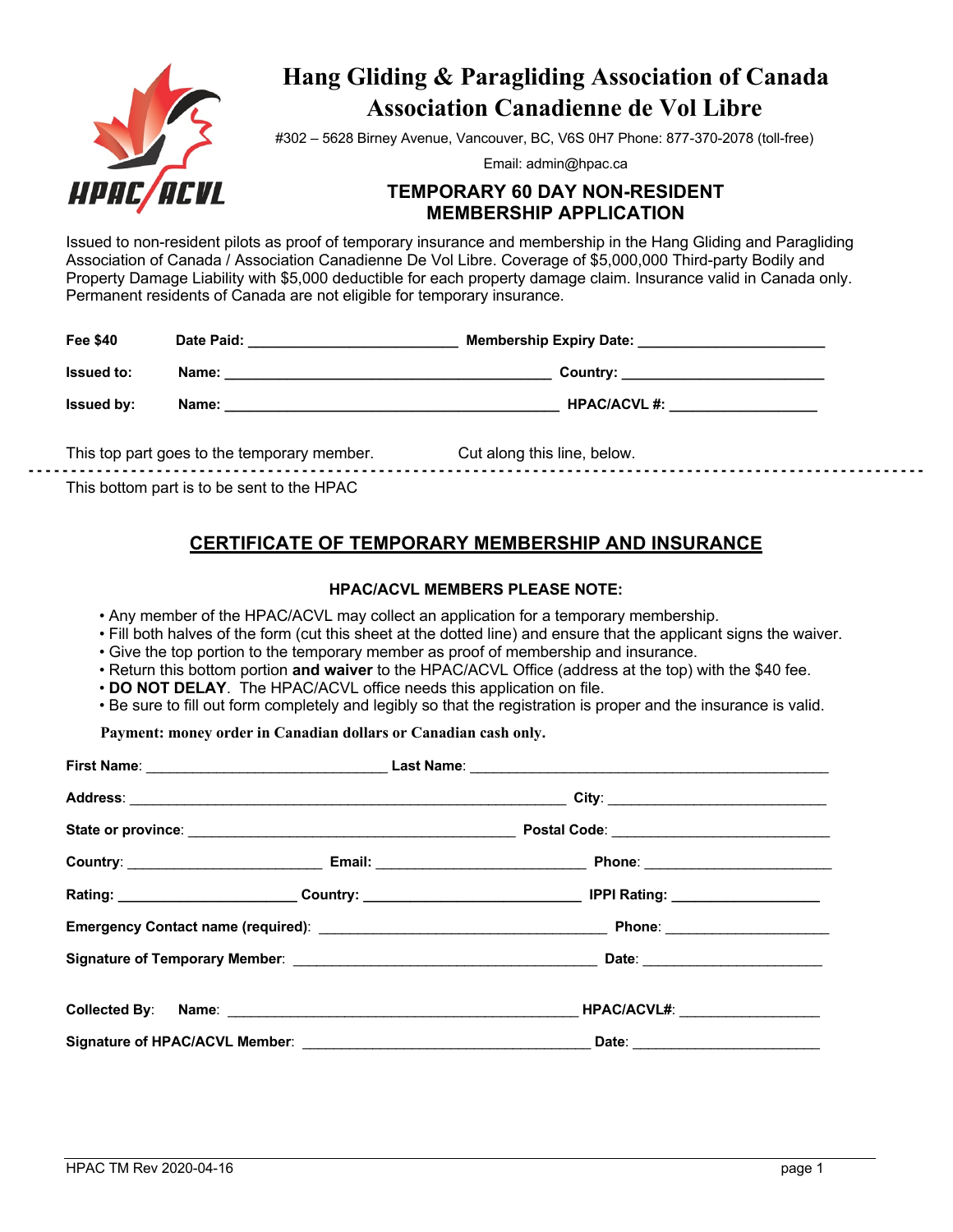# Hang Gliding & Paragliding Association of Canada
# Association Canadienne de Vol Libre

#302 – 5628 Birney Avenue, Vancouver, BC, V6S 0H7 Phone: 877-370-2078 (toll-free)

Email: admin@hpac.ca

## TEMPORARY 60 DAY NON-RESIDENT MEMBERSHIP APPLICATION

Issued to non-resident pilots as proof of temporary insurance and membership in the Hang Gliding and Paragliding Association of Canada / Association Canadienne De Vol Libre. Coverage of $5,000,000 Third-party Bodily and Property Damage Liability with $5,000 deductible for each property damage claim. Insurance valid in Canada only. Permanent residents of Canada are not eligible for temporary insurance.

**Fee $40** **Date Paid:** ______________________ **Membership Expiry Date:** ______________________

**Issued to:** **Name:** ______________________________________ **Country:** ______________________

**Issued by:** **Name:** ______________________________________ **HPAC/ACVL #:** __________________

This top part goes to the temporary member. Cut along this line, below.

- - - - - - - - - - - - - - - - - - - - - - - - - - - - - - - - - - - - - - - - - - - - - - - - - - - - - - - -

This bottom part is to be sent to the HPAC

## CERTIFICATE OF TEMPORARY MEMBERSHIP AND INSURANCE

### HPAC/ACVL MEMBERS PLEASE NOTE:

- Any member of the HPAC/ACVL may collect an application for a temporary membership.
- Fill both halves of the form (cut this sheet at the dotted line) and ensure that the applicant signs the waiver.
- Give the top portion to the temporary member as proof of membership and insurance.
- Return this bottom portion **and waiver** to the HPAC/ACVL Office (address at the top) with the $40 fee.
- **DO NOT DELAY**. The HPAC/ACVL office needs this application on file.
- Be sure to fill out form completely and legibly so that the registration is proper and the insurance is valid.

**Payment: money order in Canadian dollars or Canadian cash only.**

**First Name**: ___________________________ **Last Name**: ________________________________________

**Address**: ________________________________________________ **City**: __________________________

**State or province**: ____________________________________ **Postal Code**: ________________________

**Country**: ______________________ **Email:** ________________________ **Phone**: ______________________

**Rating:** ____________________ **Country:** ________________________ **IPPI Rating:** ________________

**Emergency Contact name (required)**: _________________________________ **Phone**: ____________________

**Signature of Temporary Member**: ___________________________________ **Date**: ______________________

**Collected By**: **Name**: ________________________________________ **HPAC/ACVL#**: ________________

**Signature of HPAC/ACVL Member**: __________________________________ **Date**: ______________________

HPAC TM Rev 2020-04-16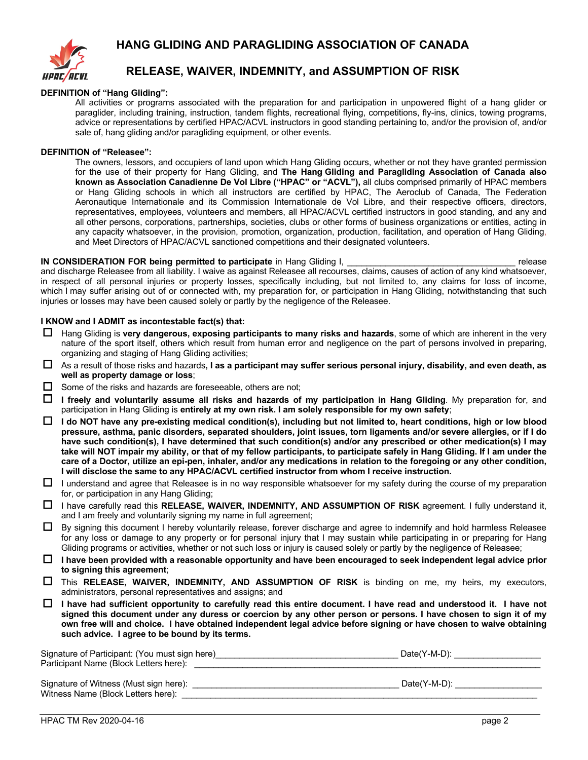# HANG GLIDING AND PARAGLIDING ASSOCIATION OF CANADA

## RELEASE, WAIVER, INDEMNITY, and ASSUMPTION OF RISK

**DEFINITION of "Hang Gliding":**

All activities or programs associated with the preparation for and participation in unpowered flight of a hang glider or paraglider, including training, instruction, tandem flights, recreational flying, competitions, fly-ins, clinics, towing programs, advice or representations by certified HPAC/ACVL instructors in good standing pertaining to, and/or the provision of, and/or sale of, hang gliding and/or paragliding equipment, or other events.

**DEFINITION of "Releasee":**

The owners, lessors, and occupiers of land upon which Hang Gliding occurs, whether or not they have granted permission for the use of their property for Hang Gliding, and **The Hang Gliding and Paragliding Association of Canada also known as Association Canadienne De Vol Libre ("HPAC" or "ACVL"),** all clubs comprised primarily of HPAC members or Hang Gliding schools in which all instructors are certified by HPAC, The Aeroclub of Canada, The Federation Aeronautique Internationale and its Commission Internationale de Vol Libre, and their respective officers, directors, representatives, employees, volunteers and members, all HPAC/ACVL certified instructors in good standing, and any and all other persons, corporations, partnerships, societies, clubs or other forms of business organizations or entities, acting in any capacity whatsoever, in the provision, promotion, organization, production, facilitation, and operation of Hang Gliding, and Meet Directors of HPAC/ACVL sanctioned competitions and their designated volunteers.

**IN CONSIDERATION FOR being permitted to participate** in Hang Gliding I, ___________________________________ release and discharge Releasee from all liability. I waive as against Releasee all recourses, claims, causes of action of any kind whatsoever, in respect of all personal injuries or property losses, specifically including, but not limited to, any claims for loss of income, which I may suffer arising out of or connected with, my preparation for, or participation in Hang Gliding, notwithstanding that such injuries or losses may have been caused solely or partly by the negligence of the Releasee.

**I KNOW and I ADMIT as incontestable fact(s) that:**

- ☐ Hang Gliding is **very dangerous, exposing participants to many risks and hazards**, some of which are inherent in the very nature of the sport itself, others which result from human error and negligence on the part of persons involved in preparing, organizing and staging of Hang Gliding activities;
- ☐ As a result of those risks and hazards**, I as a participant may suffer serious personal injury, disability, and even death, as well as property damage or loss**;
- ☐ Some of the risks and hazards are foreseeable, others are not;
- ☐ **I freely and voluntarily assume all risks and hazards of my participation in Hang Gliding**. My preparation for, and participation in Hang Gliding is **entirely at my own risk. I am solely responsible for my own safety**;
- ☐ **I do NOT have any pre-existing medical condition(s), including but not limited to, heart conditions, high or low blood pressure, asthma, panic disorders, separated shoulders, joint issues, torn ligaments and/or severe allergies, or if I do have such condition(s), I have determined that such condition(s) and/or any prescribed or other medication(s) I may take will NOT impair my ability, or that of my fellow participants, to participate safely in Hang Gliding. If I am under the care of a Doctor, utilize an epi-pen, inhaler, and/or any medications in relation to the foregoing or any other condition, I will disclose the same to any HPAC/ACVL certified instructor from whom I receive instruction.**
- ☐ I understand and agree that Releasee is in no way responsible whatsoever for my safety during the course of my preparation for, or participation in any Hang Gliding;
- ☐ I have carefully read this **RELEASE, WAIVER, INDEMNITY, AND ASSUMPTION OF RISK** agreement. I fully understand it, and I am freely and voluntarily signing my name in full agreement;
- ☐ By signing this document I hereby voluntarily release, forever discharge and agree to indemnify and hold harmless Releasee for any loss or damage to any property or for personal injury that I may sustain while participating in or preparing for Hang Gliding programs or activities, whether or not such loss or injury is caused solely or partly by the negligence of Releasee;
- ☐ **I have been provided with a reasonable opportunity and have been encouraged to seek independent legal advice prior to signing this agreement**;
- ☐ This **RELEASE, WAIVER, INDEMNITY, AND ASSUMPTION OF RISK** is binding on me, my heirs, my executors, administrators, personal representatives and assigns; and
- ☐ **I have had sufficient opportunity to carefully read this entire document. I have read and understood it. I have not signed this document under any duress or coercion by any other person or persons. I have chosen to sign it of my own free will and choice. I have obtained independent legal advice before signing or have chosen to waive obtaining such advice. I agree to be bound by its terms.**

Signature of Participant: (You must sign here)_____________________________________ Date(Y-M-D): __________________
Participant Name (Block Letters here): ______________________________________________________________________

Signature of Witness (Must sign here): __________________________________________ Date(Y-M-D): __________________
Witness Name (Block Letters here): __________________________________________________________________________

HPAC TM Rev 2020-04-16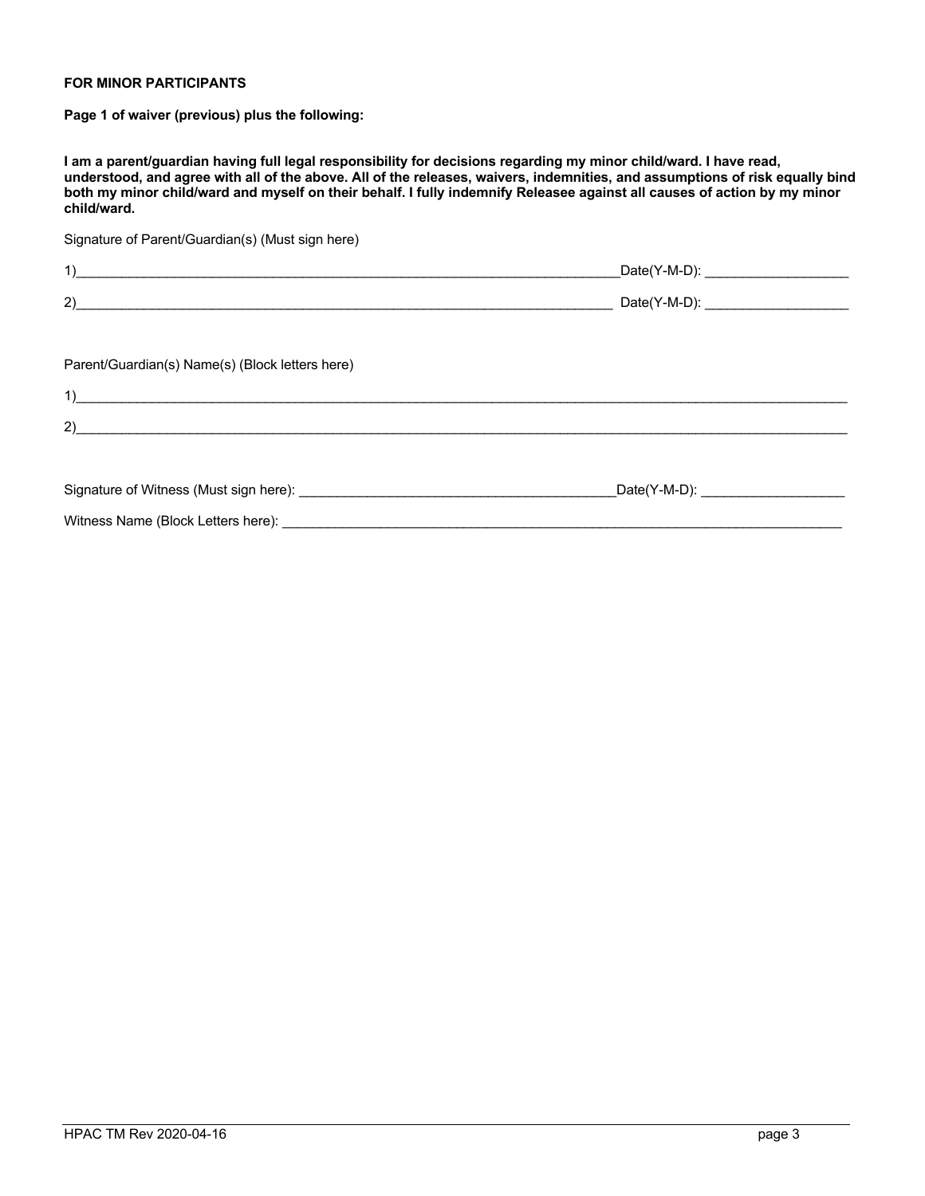**FOR MINOR PARTICIPANTS**

**Page 1 of waiver (previous) plus the following:**

**I am a parent/guardian having full legal responsibility for decisions regarding my minor child/ward. I have read, understood, and agree with all of the above. All of the releases, waivers, indemnities, and assumptions of risk equally bind both my minor child/ward and myself on their behalf. I fully indemnify Releasee against all causes of action by my minor child/ward.**

Signature of Parent/Guardian(s) (Must sign here)

1)____________________________________________________________________________Date(Y-M-D): ___________________

2)____________________________________________________________________________ Date(Y-M-D): ___________________

Parent/Guardian(s) Name(s) (Block letters here)

1)______________________________________________________________________________________________________________

2)______________________________________________________________________________________________________________

Signature of Witness (Must sign here): __________________________________________Date(Y-M-D): ___________________

Witness Name (Block Letters here): _________________________________________________________________________________

HPAC TM Rev 2020-04-16